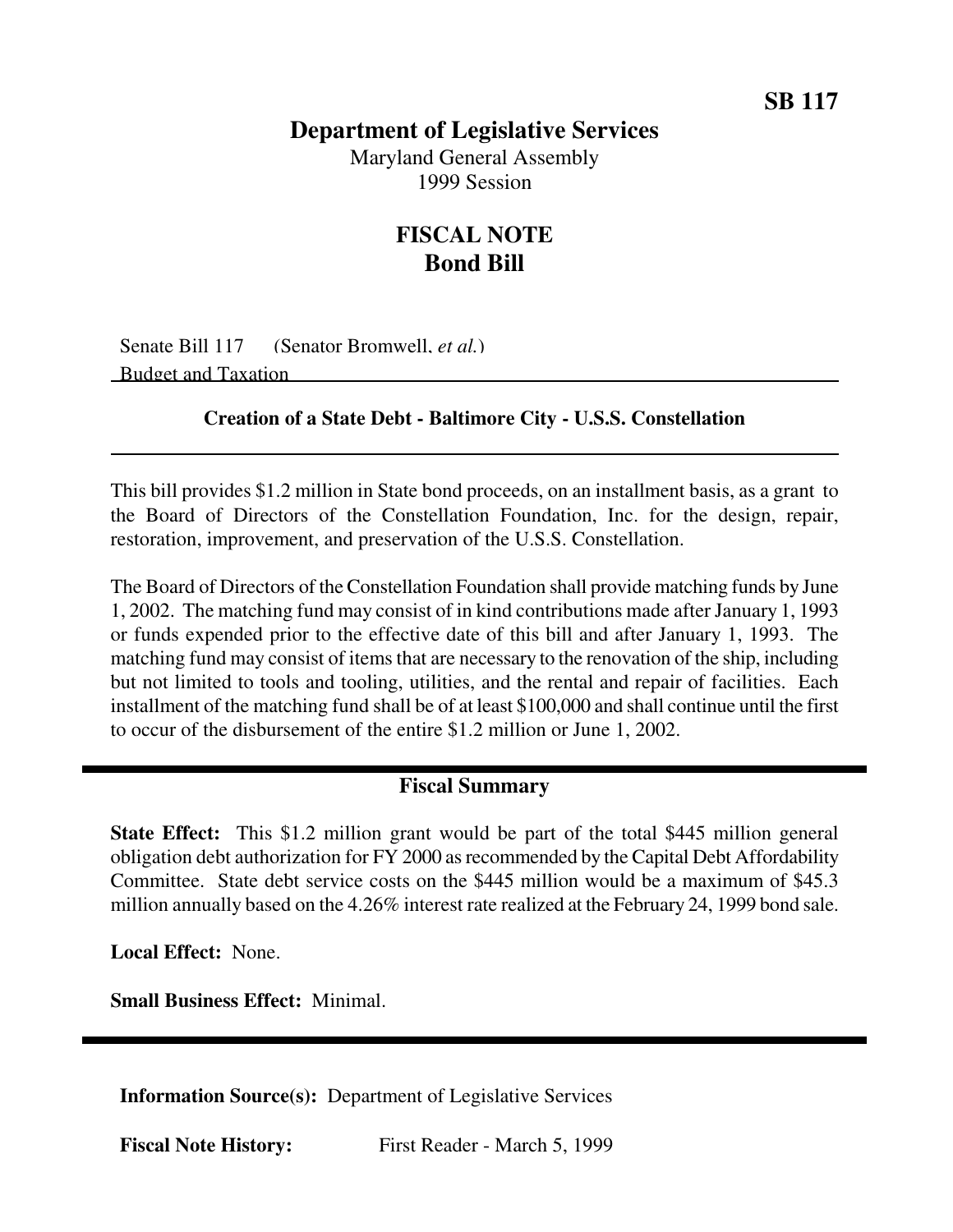**SB 117**

# Department of Legislative Services

Maryland General Assembly
1999 Session

## FISCAL NOTE
## Bond Bill

Senate Bill 117 (Senator Bromwell, *et al.*)
Budget and Taxation

**Creation of a State Debt - Baltimore City - U.S.S. Constellation**

This bill provides $1.2 million in State bond proceeds, on an installment basis, as a grant to the Board of Directors of the Constellation Foundation, Inc. for the design, repair, restoration, improvement, and preservation of the U.S.S. Constellation.

The Board of Directors of the Constellation Foundation shall provide matching funds by June 1, 2002. The matching fund may consist of in kind contributions made after January 1, 1993 or funds expended prior to the effective date of this bill and after January 1, 1993. The matching fund may consist of items that are necessary to the renovation of the ship, including but not limited to tools and tooling, utilities, and the rental and repair of facilities. Each installment of the matching fund shall be of at least $100,000 and shall continue until the first to occur of the disbursement of the entire $1.2 million or June 1, 2002.

## Fiscal Summary

**State Effect:** This $1.2 million grant would be part of the total $445 million general obligation debt authorization for FY 2000 as recommended by the Capital Debt Affordability Committee. State debt service costs on the $445 million would be a maximum of $45.3 million annually based on the 4.26% interest rate realized at the February 24, 1999 bond sale.

**Local Effect:** None.

**Small Business Effect:** Minimal.

**Information Source(s):** Department of Legislative Services

**Fiscal Note History:** First Reader - March 5, 1999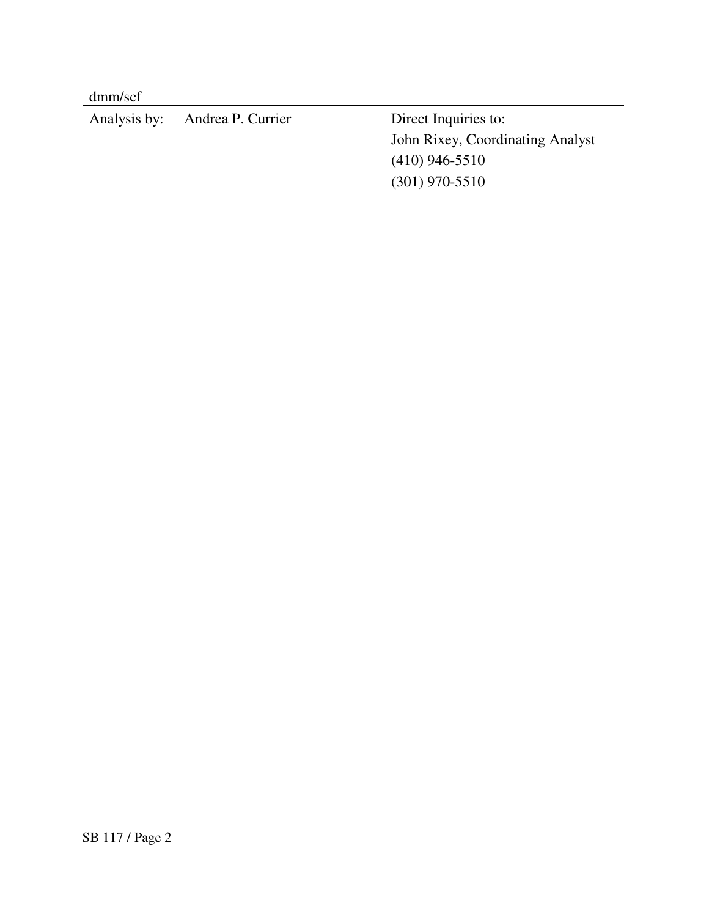dmm/scf

---

| | | |
|---|---|---|
| Analysis by: | Andrea P. Currier | Direct Inquiries to: |
| | | John Rixey, Coordinating Analyst |
| | | (410) 946-5510 |
| | | (301) 970-5510 |